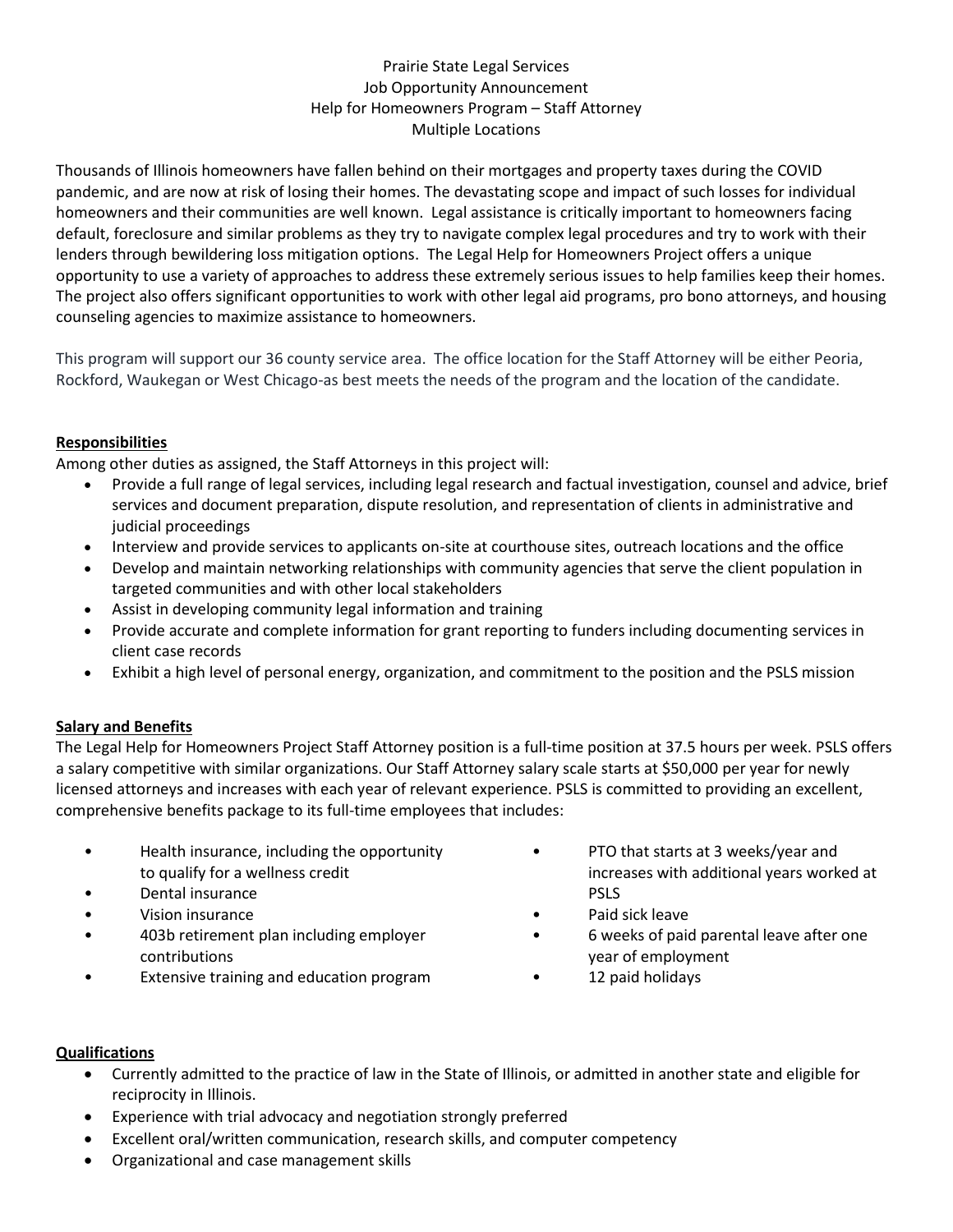# Prairie State Legal Services
## Job Opportunity Announcement
## Help for Homeowners Program – Staff Attorney
## Multiple Locations

Thousands of Illinois homeowners have fallen behind on their mortgages and property taxes during the COVID pandemic, and are now at risk of losing their homes. The devastating scope and impact of such losses for individual homeowners and their communities are well known. Legal assistance is critically important to homeowners facing default, foreclosure and similar problems as they try to navigate complex legal procedures and try to work with their lenders through bewildering loss mitigation options. The Legal Help for Homeowners Project offers a unique opportunity to use a variety of approaches to address these extremely serious issues to help families keep their homes. The project also offers significant opportunities to work with other legal aid programs, pro bono attorneys, and housing counseling agencies to maximize assistance to homeowners.

This program will support our 36 county service area. The office location for the Staff Attorney will be either Peoria, Rockford, Waukegan or West Chicago-as best meets the needs of the program and the location of the candidate.

### Responsibilities

Among other duties as assigned, the Staff Attorneys in this project will:

- Provide a full range of legal services, including legal research and factual investigation, counsel and advice, brief services and document preparation, dispute resolution, and representation of clients in administrative and judicial proceedings
- Interview and provide services to applicants on-site at courthouse sites, outreach locations and the office
- Develop and maintain networking relationships with community agencies that serve the client population in targeted communities and with other local stakeholders
- Assist in developing community legal information and training
- Provide accurate and complete information for grant reporting to funders including documenting services in client case records
- Exhibit a high level of personal energy, organization, and commitment to the position and the PSLS mission

### Salary and Benefits

The Legal Help for Homeowners Project Staff Attorney position is a full-time position at 37.5 hours per week. PSLS offers a salary competitive with similar organizations. Our Staff Attorney salary scale starts at $50,000 per year for newly licensed attorneys and increases with each year of relevant experience. PSLS is committed to providing an excellent, comprehensive benefits package to its full-time employees that includes:

- Health insurance, including the opportunity to qualify for a wellness credit
- Dental insurance
- Vision insurance
- 403b retirement plan including employer contributions
- Extensive training and education program
- PTO that starts at 3 weeks/year and increases with additional years worked at PSLS
- Paid sick leave
- 6 weeks of paid parental leave after one year of employment
- 12 paid holidays

### Qualifications

- Currently admitted to the practice of law in the State of Illinois, or admitted in another state and eligible for reciprocity in Illinois.
- Experience with trial advocacy and negotiation strongly preferred
- Excellent oral/written communication, research skills, and computer competency
- Organizational and case management skills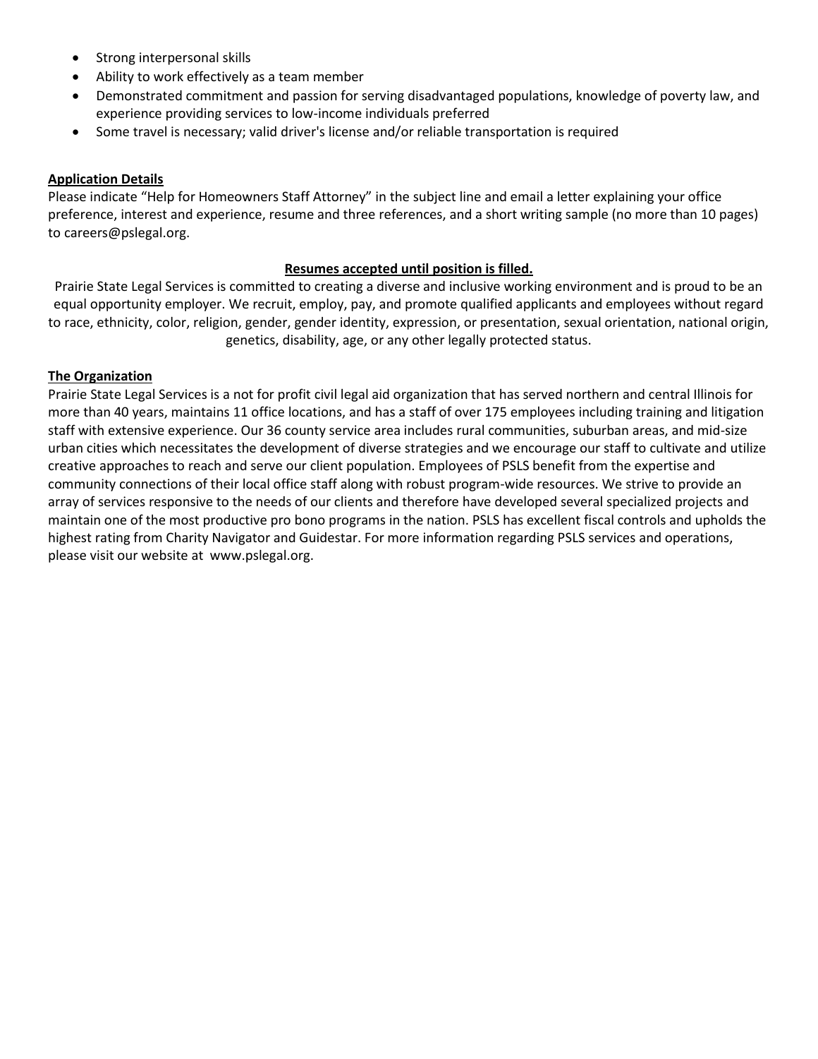- Strong interpersonal skills
- Ability to work effectively as a team member
- Demonstrated commitment and passion for serving disadvantaged populations, knowledge of poverty law, and experience providing services to low-income individuals preferred
- Some travel is necessary; valid driver's license and/or reliable transportation is required

**Application Details**

Please indicate "Help for Homeowners Staff Attorney" in the subject line and email a letter explaining your office preference, interest and experience, resume and three references, and a short writing sample (no more than 10 pages) to careers@pslegal.org.

**Resumes accepted until position is filled.**

Prairie State Legal Services is committed to creating a diverse and inclusive working environment and is proud to be an equal opportunity employer. We recruit, employ, pay, and promote qualified applicants and employees without regard to race, ethnicity, color, religion, gender, gender identity, expression, or presentation, sexual orientation, national origin, genetics, disability, age, or any other legally protected status.

**The Organization**

Prairie State Legal Services is a not for profit civil legal aid organization that has served northern and central Illinois for more than 40 years, maintains 11 office locations, and has a staff of over 175 employees including training and litigation staff with extensive experience. Our 36 county service area includes rural communities, suburban areas, and mid-size urban cities which necessitates the development of diverse strategies and we encourage our staff to cultivate and utilize creative approaches to reach and serve our client population. Employees of PSLS benefit from the expertise and community connections of their local office staff along with robust program-wide resources. We strive to provide an array of services responsive to the needs of our clients and therefore have developed several specialized projects and maintain one of the most productive pro bono programs in the nation. PSLS has excellent fiscal controls and upholds the highest rating from Charity Navigator and Guidestar. For more information regarding PSLS services and operations, please visit our website at www.pslegal.org.